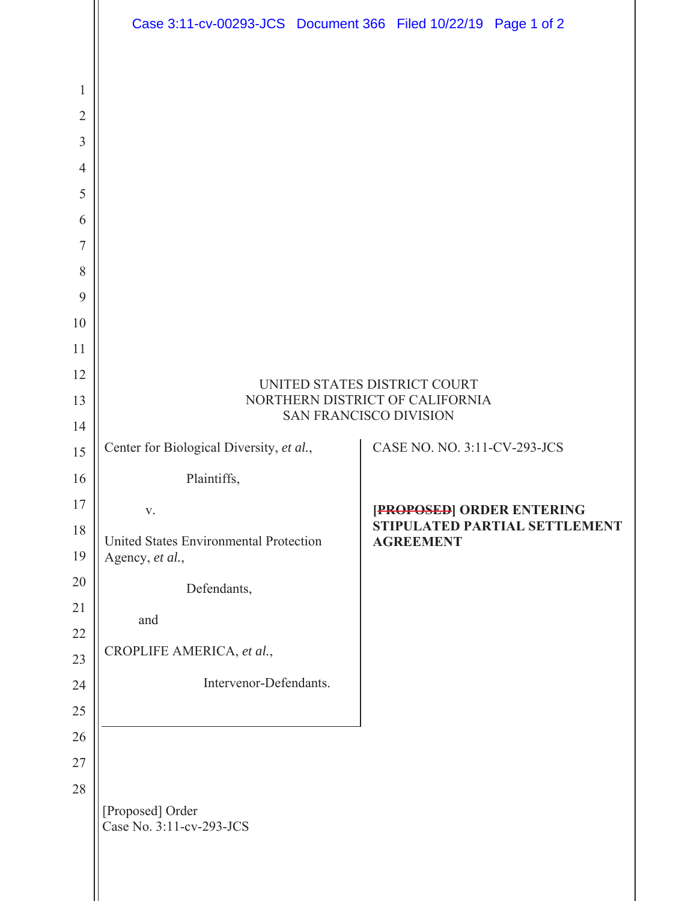UNITED STATES DISTRICT COURT
NORTHERN DISTRICT OF CALIFORNIA
SAN FRANCISCO DIVISION

| | |
|---|---|
| Center for Biological Diversity, *et al.*,<br><br>Plaintiffs,<br><br>v.<br><br>United States Environmental Protection Agency, *et al.*,<br><br>Defendants,<br><br>and<br><br>CROPLIFE AMERICA, *et al.*,<br><br>Intervenor-Defendants. | CASE NO. NO. 3:11-CV-293-JCS<br><br>**[~~PROPOSED~~] ORDER ENTERING STIPULATED PARTIAL SETTLEMENT AGREEMENT** |

[Proposed] Order
Case No. 3:11-cv-293-JCS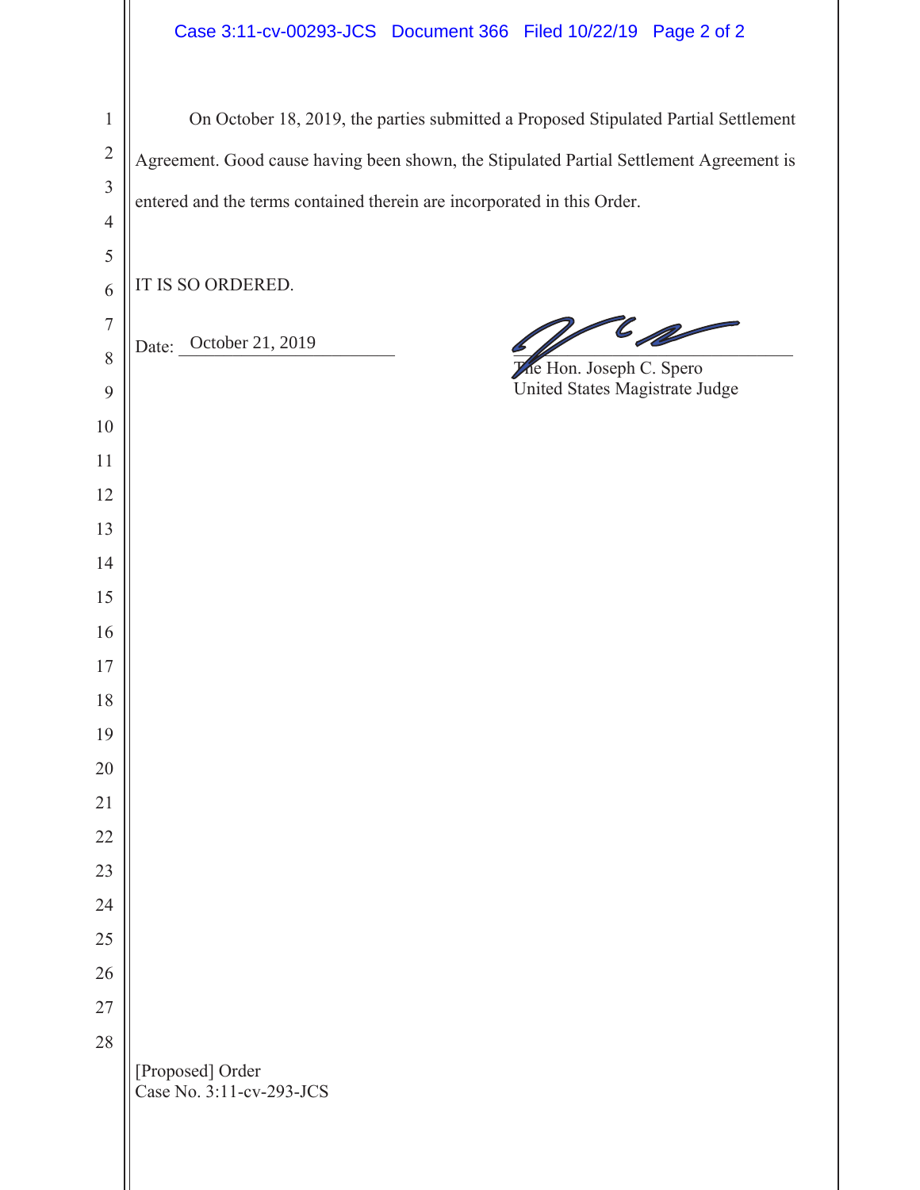On October 18, 2019, the parties submitted a Proposed Stipulated Partial Settlement Agreement. Good cause having been shown, the Stipulated Partial Settlement Agreement is entered and the terms contained therein are incorporated in this Order.

IT IS SO ORDERED.

Date: October 21, 2019

The Hon. Joseph C. Spero
United States Magistrate Judge

[Proposed] Order
Case No. 3:11-cv-293-JCS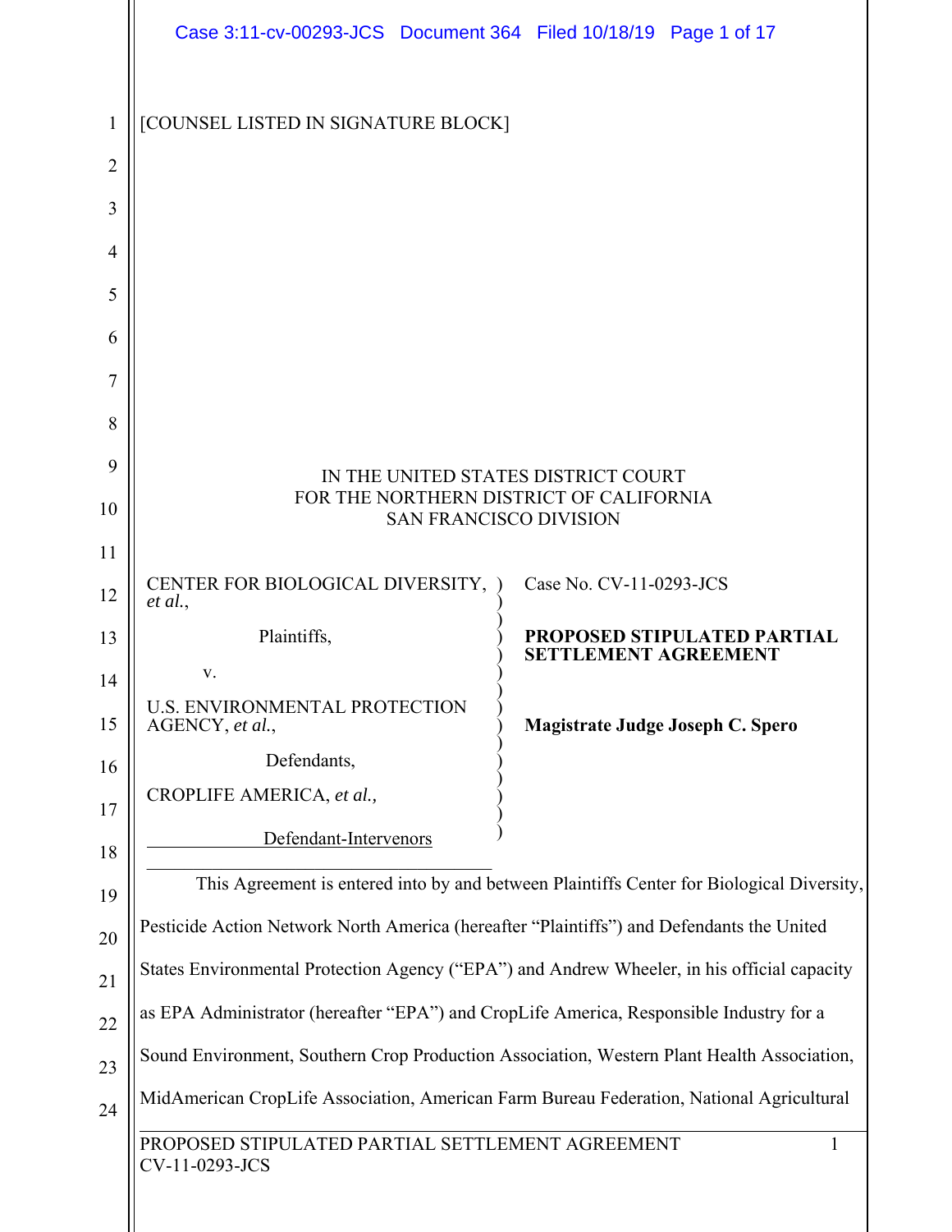[COUNSEL LISTED IN SIGNATURE BLOCK]

IN THE UNITED STATES DISTRICT COURT
FOR THE NORTHERN DISTRICT OF CALIFORNIA
SAN FRANCISCO DIVISION

| | |
|---|---|
| CENTER FOR BIOLOGICAL DIVERSITY, *et al.*,<br><br>Plaintiffs,<br><br>v.<br><br>U.S. ENVIRONMENTAL PROTECTION AGENCY, *et al.*,<br><br>Defendants,<br><br>CROPLIFE AMERICA, *et al.,*<br><br>Defendant-Intervenors | Case No. CV-11-0293-JCS<br><br>**PROPOSED STIPULATED PARTIAL SETTLEMENT AGREEMENT**<br><br>**Magistrate Judge Joseph C. Spero** |

This Agreement is entered into by and between Plaintiffs Center for Biological Diversity, Pesticide Action Network North America (hereafter "Plaintiffs") and Defendants the United States Environmental Protection Agency ("EPA") and Andrew Wheeler, in his official capacity as EPA Administrator (hereafter "EPA") and CropLife America, Responsible Industry for a Sound Environment, Southern Crop Production Association, Western Plant Health Association, MidAmerican CropLife Association, American Farm Bureau Federation, National Agricultural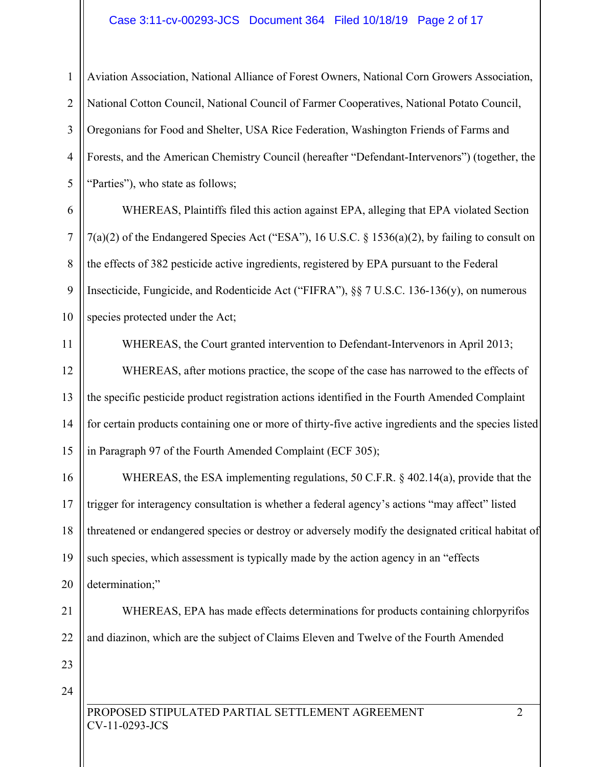Aviation Association, National Alliance of Forest Owners, National Corn Growers Association, National Cotton Council, National Council of Farmer Cooperatives, National Potato Council, Oregonians for Food and Shelter, USA Rice Federation, Washington Friends of Farms and Forests, and the American Chemistry Council (hereafter "Defendant-Intervenors") (together, the "Parties"), who state as follows;

WHEREAS, Plaintiffs filed this action against EPA, alleging that EPA violated Section 7(a)(2) of the Endangered Species Act ("ESA"), 16 U.S.C. § 1536(a)(2), by failing to consult on the effects of 382 pesticide active ingredients, registered by EPA pursuant to the Federal Insecticide, Fungicide, and Rodenticide Act ("FIFRA"), §§ 7 U.S.C. 136-136(y), on numerous species protected under the Act;

WHEREAS, the Court granted intervention to Defendant-Intervenors in April 2013;

WHEREAS, after motions practice, the scope of the case has narrowed to the effects of the specific pesticide product registration actions identified in the Fourth Amended Complaint for certain products containing one or more of thirty-five active ingredients and the species listed in Paragraph 97 of the Fourth Amended Complaint (ECF 305);

WHEREAS, the ESA implementing regulations, 50 C.F.R. § 402.14(a), provide that the trigger for interagency consultation is whether a federal agency's actions "may affect" listed threatened or endangered species or destroy or adversely modify the designated critical habitat of such species, which assessment is typically made by the action agency in an "effects determination;"

WHEREAS, EPA has made effects determinations for products containing chlorpyrifos and diazinon, which are the subject of Claims Eleven and Twelve of the Fourth Amended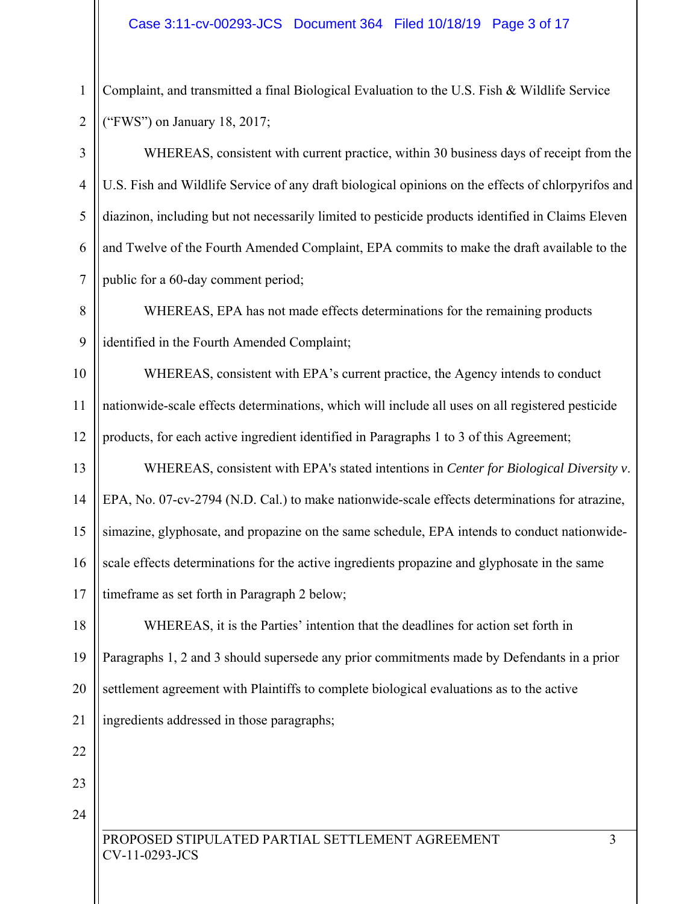Complaint, and transmitted a final Biological Evaluation to the U.S. Fish & Wildlife Service ("FWS") on January 18, 2017;

WHEREAS, consistent with current practice, within 30 business days of receipt from the U.S. Fish and Wildlife Service of any draft biological opinions on the effects of chlorpyrifos and diazinon, including but not necessarily limited to pesticide products identified in Claims Eleven and Twelve of the Fourth Amended Complaint, EPA commits to make the draft available to the public for a 60-day comment period;

WHEREAS, EPA has not made effects determinations for the remaining products identified in the Fourth Amended Complaint;

WHEREAS, consistent with EPA's current practice, the Agency intends to conduct nationwide-scale effects determinations, which will include all uses on all registered pesticide products, for each active ingredient identified in Paragraphs 1 to 3 of this Agreement;

WHEREAS, consistent with EPA's stated intentions in *Center for Biological Diversity v*. EPA, No. 07-cv-2794 (N.D. Cal.) to make nationwide-scale effects determinations for atrazine, simazine, glyphosate, and propazine on the same schedule, EPA intends to conduct nationwide-scale effects determinations for the active ingredients propazine and glyphosate in the same timeframe as set forth in Paragraph 2 below;

WHEREAS, it is the Parties' intention that the deadlines for action set forth in Paragraphs 1, 2 and 3 should supersede any prior commitments made by Defendants in a prior settlement agreement with Plaintiffs to complete biological evaluations as to the active ingredients addressed in those paragraphs;

PROPOSED STIPULATED PARTIAL SETTLEMENT AGREEMENT
CV-11-0293-JCS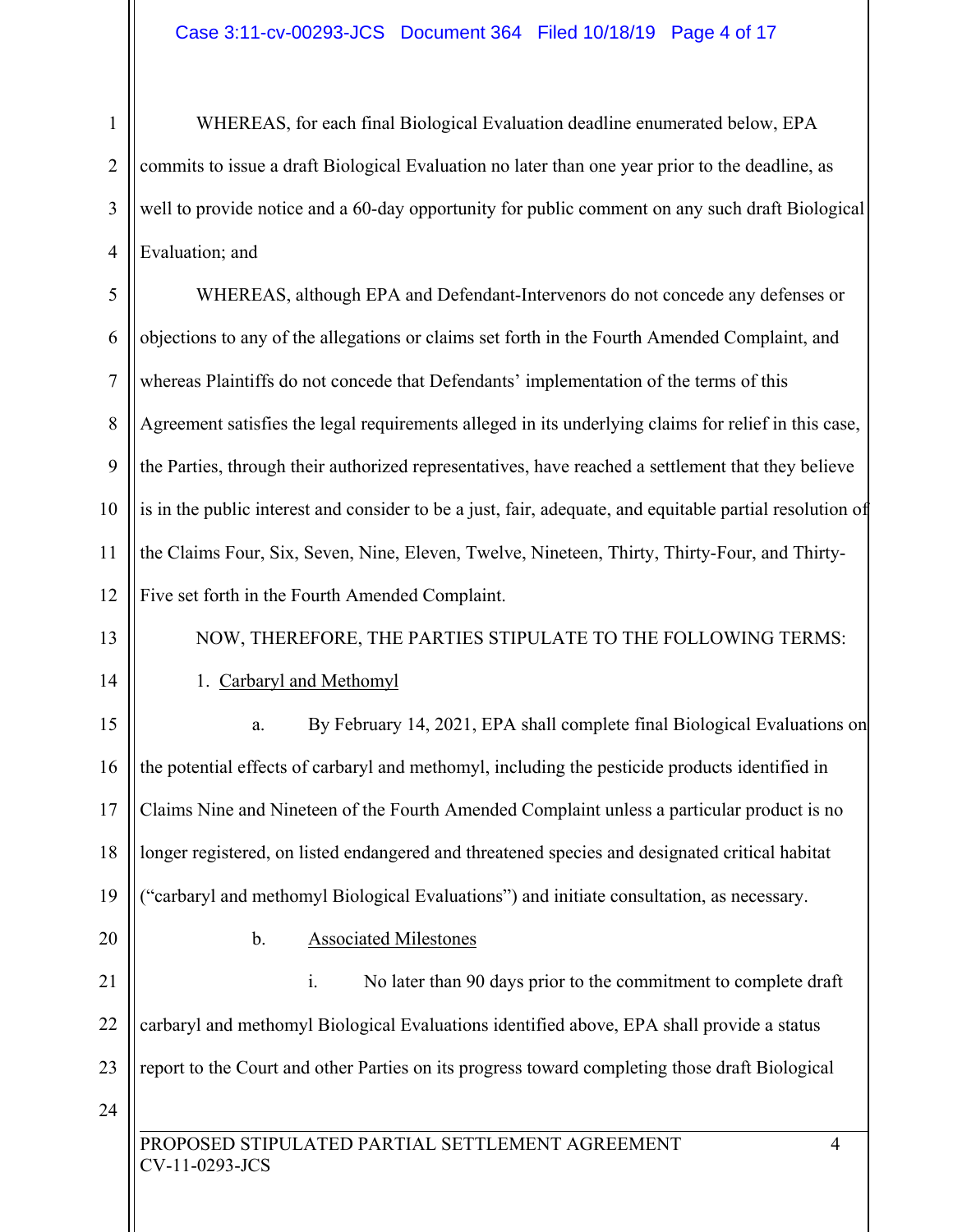WHEREAS, for each final Biological Evaluation deadline enumerated below, EPA commits to issue a draft Biological Evaluation no later than one year prior to the deadline, as well to provide notice and a 60-day opportunity for public comment on any such draft Biological Evaluation; and

WHEREAS, although EPA and Defendant-Intervenors do not concede any defenses or objections to any of the allegations or claims set forth in the Fourth Amended Complaint, and whereas Plaintiffs do not concede that Defendants' implementation of the terms of this Agreement satisfies the legal requirements alleged in its underlying claims for relief in this case, the Parties, through their authorized representatives, have reached a settlement that they believe is in the public interest and consider to be a just, fair, adequate, and equitable partial resolution of the Claims Four, Six, Seven, Nine, Eleven, Twelve, Nineteen, Thirty, Thirty-Four, and Thirty-Five set forth in the Fourth Amended Complaint.

NOW, THEREFORE, THE PARTIES STIPULATE TO THE FOLLOWING TERMS:

1. Carbaryl and Methomyl

   a. By February 14, 2021, EPA shall complete final Biological Evaluations on the potential effects of carbaryl and methomyl, including the pesticide products identified in Claims Nine and Nineteen of the Fourth Amended Complaint unless a particular product is no longer registered, on listed endangered and threatened species and designated critical habitat ("carbaryl and methomyl Biological Evaluations") and initiate consultation, as necessary.

   b. Associated Milestones

      i. No later than 90 days prior to the commitment to complete draft carbaryl and methomyl Biological Evaluations identified above, EPA shall provide a status report to the Court and other Parties on its progress toward completing those draft Biological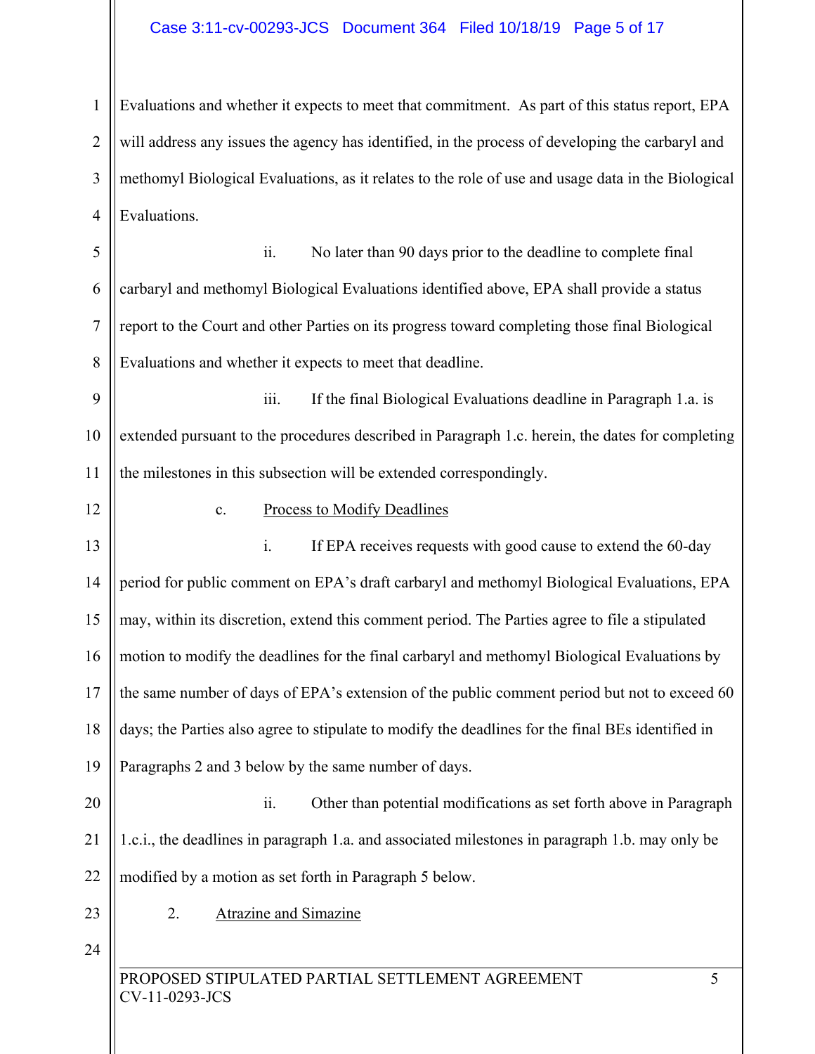Evaluations and whether it expects to meet that commitment. As part of this status report, EPA will address any issues the agency has identified, in the process of developing the carbaryl and methomyl Biological Evaluations, as it relates to the role of use and usage data in the Biological Evaluations.

ii. No later than 90 days prior to the deadline to complete final carbaryl and methomyl Biological Evaluations identified above, EPA shall provide a status report to the Court and other Parties on its progress toward completing those final Biological Evaluations and whether it expects to meet that deadline.

iii. If the final Biological Evaluations deadline in Paragraph 1.a. is extended pursuant to the procedures described in Paragraph 1.c. herein, the dates for completing the milestones in this subsection will be extended correspondingly.

c. Process to Modify Deadlines

i. If EPA receives requests with good cause to extend the 60-day period for public comment on EPA's draft carbaryl and methomyl Biological Evaluations, EPA may, within its discretion, extend this comment period. The Parties agree to file a stipulated motion to modify the deadlines for the final carbaryl and methomyl Biological Evaluations by the same number of days of EPA's extension of the public comment period but not to exceed 60 days; the Parties also agree to stipulate to modify the deadlines for the final BEs identified in Paragraphs 2 and 3 below by the same number of days.

ii. Other than potential modifications as set forth above in Paragraph 1.c.i., the deadlines in paragraph 1.a. and associated milestones in paragraph 1.b. may only be modified by a motion as set forth in Paragraph 5 below.

2. Atrazine and Simazine

PROPOSED STIPULATED PARTIAL SETTLEMENT AGREEMENT
CV-11-0293-JCS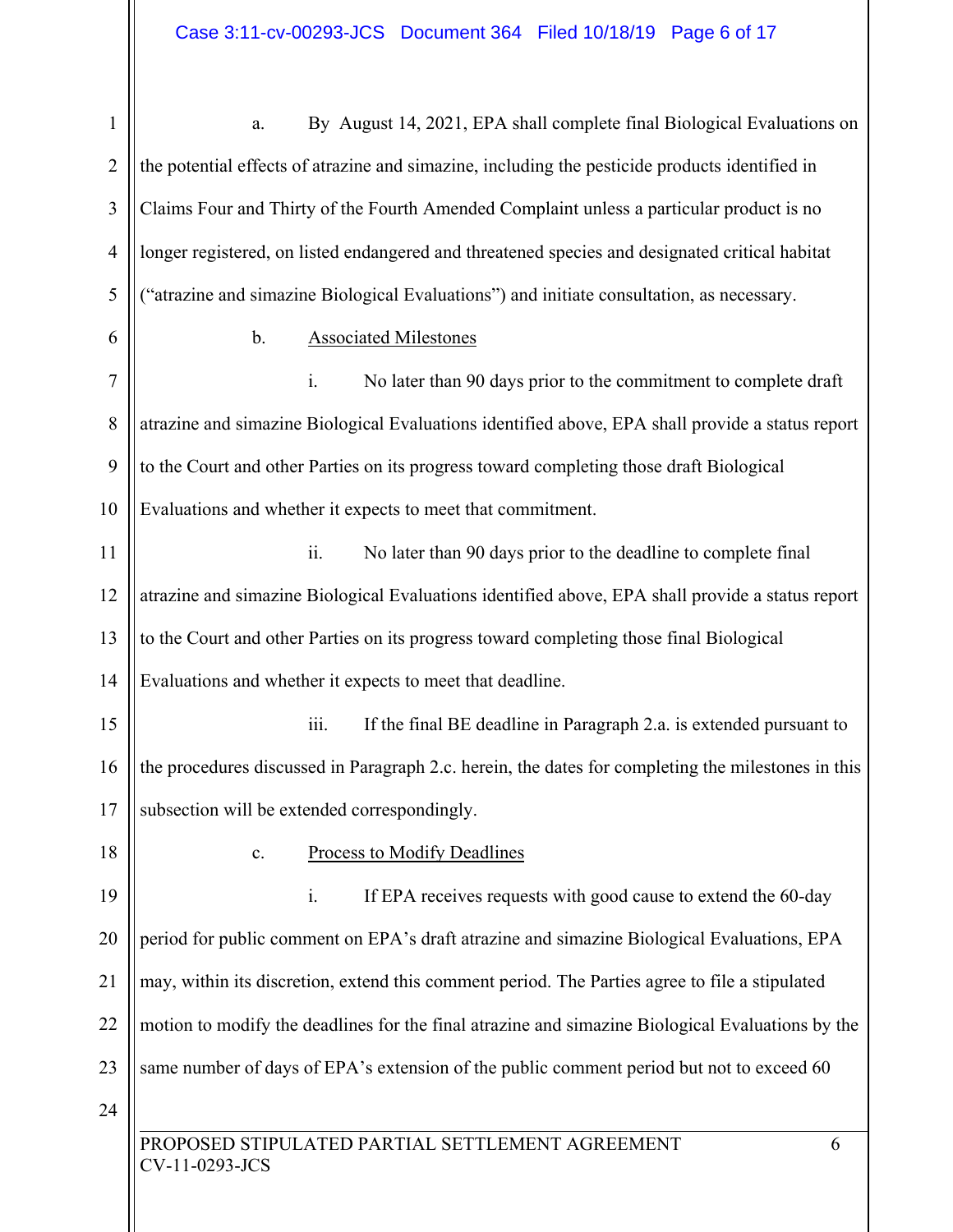a. By August 14, 2021, EPA shall complete final Biological Evaluations on the potential effects of atrazine and simazine, including the pesticide products identified in Claims Four and Thirty of the Fourth Amended Complaint unless a particular product is no longer registered, on listed endangered and threatened species and designated critical habitat ("atrazine and simazine Biological Evaluations") and initiate consultation, as necessary.

b. Associated Milestones

i. No later than 90 days prior to the commitment to complete draft atrazine and simazine Biological Evaluations identified above, EPA shall provide a status report to the Court and other Parties on its progress toward completing those draft Biological Evaluations and whether it expects to meet that commitment.

ii. No later than 90 days prior to the deadline to complete final atrazine and simazine Biological Evaluations identified above, EPA shall provide a status report to the Court and other Parties on its progress toward completing those final Biological Evaluations and whether it expects to meet that deadline.

iii. If the final BE deadline in Paragraph 2.a. is extended pursuant to the procedures discussed in Paragraph 2.c. herein, the dates for completing the milestones in this subsection will be extended correspondingly.

c. Process to Modify Deadlines

i. If EPA receives requests with good cause to extend the 60-day period for public comment on EPA's draft atrazine and simazine Biological Evaluations, EPA may, within its discretion, extend this comment period. The Parties agree to file a stipulated motion to modify the deadlines for the final atrazine and simazine Biological Evaluations by the same number of days of EPA's extension of the public comment period but not to exceed 60

PROPOSED STIPULATED PARTIAL SETTLEMENT AGREEMENT
CV-11-0293-JCS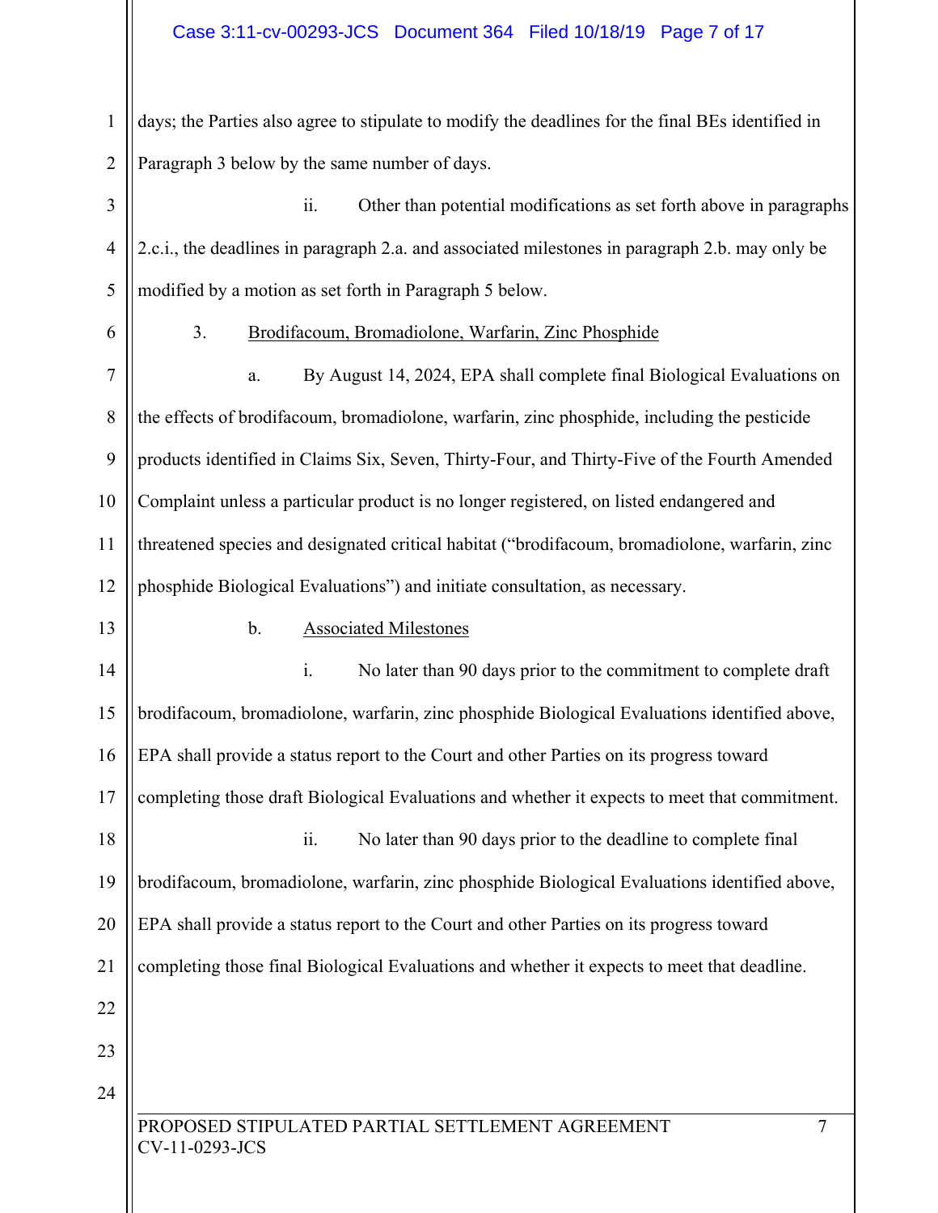days; the Parties also agree to stipulate to modify the deadlines for the final BEs identified in Paragraph 3 below by the same number of days.

ii. Other than potential modifications as set forth above in paragraphs 2.c.i., the deadlines in paragraph 2.a. and associated milestones in paragraph 2.b. may only be modified by a motion as set forth in Paragraph 5 below.

3. <u>Brodifacoum, Bromadiolone, Warfarin, Zinc Phosphide</u>

a. By August 14, 2024, EPA shall complete final Biological Evaluations on the effects of brodifacoum, bromadiolone, warfarin, zinc phosphide, including the pesticide products identified in Claims Six, Seven, Thirty-Four, and Thirty-Five of the Fourth Amended Complaint unless a particular product is no longer registered, on listed endangered and threatened species and designated critical habitat ("brodifacoum, bromadiolone, warfarin, zinc phosphide Biological Evaluations") and initiate consultation, as necessary.

b. <u>Associated Milestones</u>

i. No later than 90 days prior to the commitment to complete draft brodifacoum, bromadiolone, warfarin, zinc phosphide Biological Evaluations identified above, EPA shall provide a status report to the Court and other Parties on its progress toward completing those draft Biological Evaluations and whether it expects to meet that commitment.

ii. No later than 90 days prior to the deadline to complete final brodifacoum, bromadiolone, warfarin, zinc phosphide Biological Evaluations identified above, EPA shall provide a status report to the Court and other Parties on its progress toward completing those final Biological Evaluations and whether it expects to meet that deadline.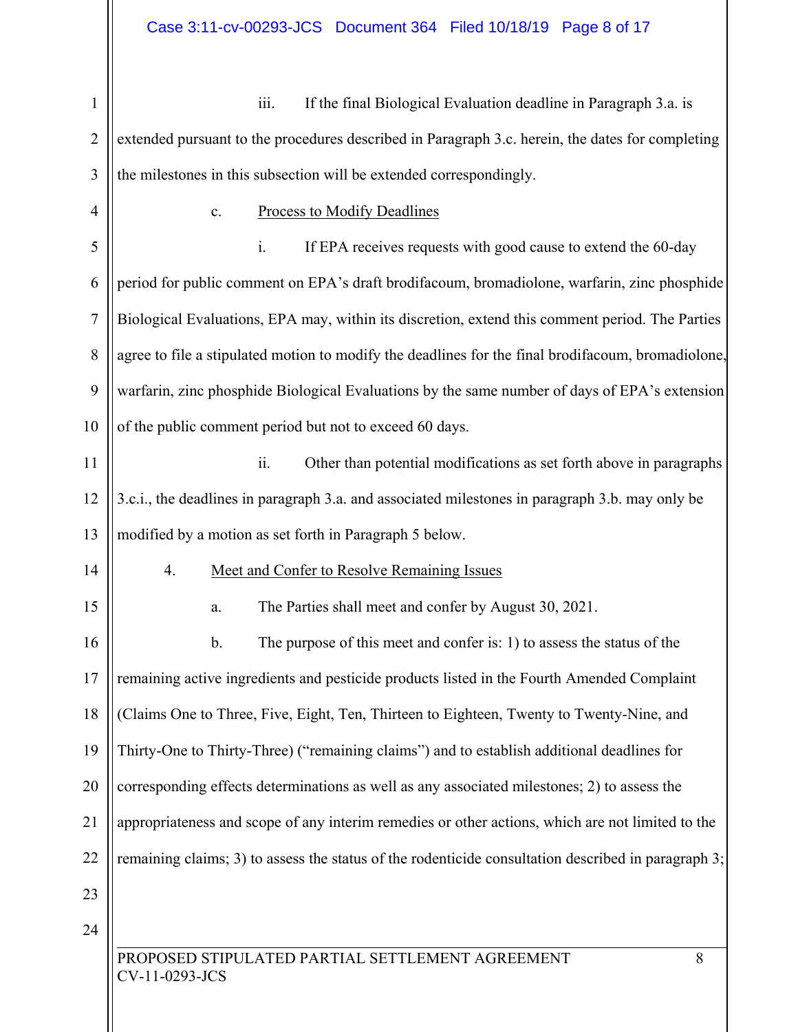iii. If the final Biological Evaluation deadline in Paragraph 3.a. is extended pursuant to the procedures described in Paragraph 3.c. herein, the dates for completing the milestones in this subsection will be extended correspondingly.

c. Process to Modify Deadlines

i. If EPA receives requests with good cause to extend the 60-day period for public comment on EPA's draft brodifacoum, bromadiolone, warfarin, zinc phosphide Biological Evaluations, EPA may, within its discretion, extend this comment period. The Parties agree to file a stipulated motion to modify the deadlines for the final brodifacoum, bromadiolone, warfarin, zinc phosphide Biological Evaluations by the same number of days of EPA's extension of the public comment period but not to exceed 60 days.

ii. Other than potential modifications as set forth above in paragraphs 3.c.i., the deadlines in paragraph 3.a. and associated milestones in paragraph 3.b. may only be modified by a motion as set forth in Paragraph 5 below.

4. Meet and Confer to Resolve Remaining Issues

a. The Parties shall meet and confer by August 30, 2021.

b. The purpose of this meet and confer is: 1) to assess the status of the remaining active ingredients and pesticide products listed in the Fourth Amended Complaint (Claims One to Three, Five, Eight, Ten, Thirteen to Eighteen, Twenty to Twenty-Nine, and Thirty-One to Thirty-Three) ("remaining claims") and to establish additional deadlines for corresponding effects determinations as well as any associated milestones; 2) to assess the appropriateness and scope of any interim remedies or other actions, which are not limited to the remaining claims; 3) to assess the status of the rodenticide consultation described in paragraph 3;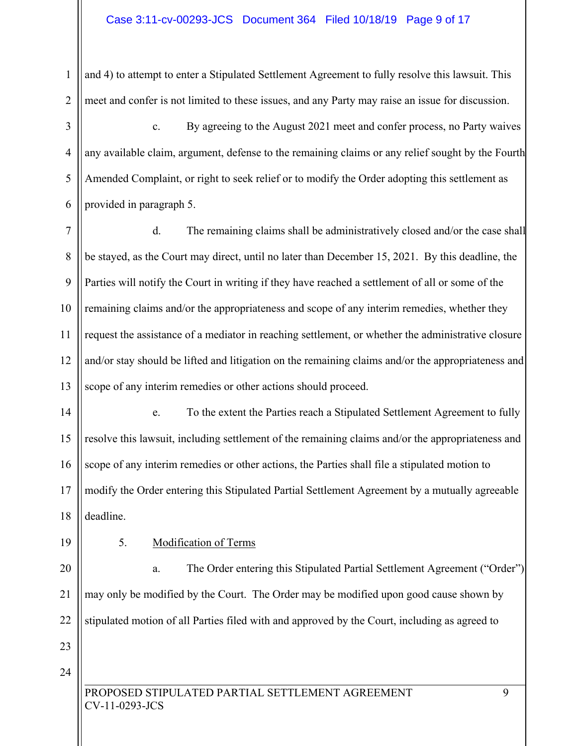and 4) to attempt to enter a Stipulated Settlement Agreement to fully resolve this lawsuit. This meet and confer is not limited to these issues, and any Party may raise an issue for discussion.

c. By agreeing to the August 2021 meet and confer process, no Party waives any available claim, argument, defense to the remaining claims or any relief sought by the Fourth Amended Complaint, or right to seek relief or to modify the Order adopting this settlement as provided in paragraph 5.

d. The remaining claims shall be administratively closed and/or the case shall be stayed, as the Court may direct, until no later than December 15, 2021. By this deadline, the Parties will notify the Court in writing if they have reached a settlement of all or some of the remaining claims and/or the appropriateness and scope of any interim remedies, whether they request the assistance of a mediator in reaching settlement, or whether the administrative closure and/or stay should be lifted and litigation on the remaining claims and/or the appropriateness and scope of any interim remedies or other actions should proceed.

e. To the extent the Parties reach a Stipulated Settlement Agreement to fully resolve this lawsuit, including settlement of the remaining claims and/or the appropriateness and scope of any interim remedies or other actions, the Parties shall file a stipulated motion to modify the Order entering this Stipulated Partial Settlement Agreement by a mutually agreeable deadline.

5. Modification of Terms

a. The Order entering this Stipulated Partial Settlement Agreement ("Order") may only be modified by the Court. The Order may be modified upon good cause shown by stipulated motion of all Parties filed with and approved by the Court, including as agreed to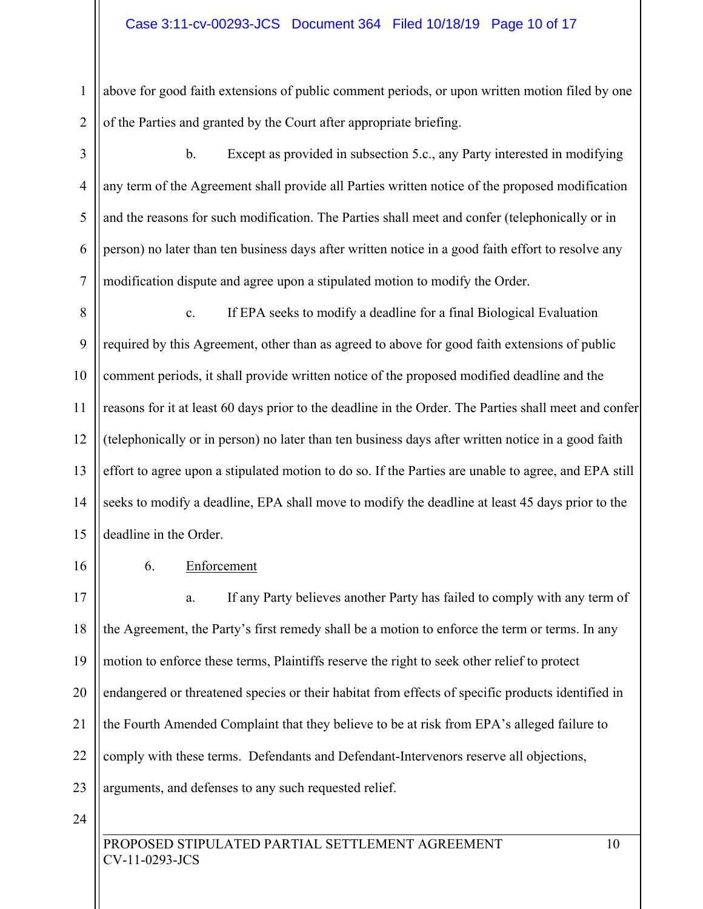above for good faith extensions of public comment periods, or upon written motion filed by one of the Parties and granted by the Court after appropriate briefing.

b. Except as provided in subsection 5.c., any Party interested in modifying any term of the Agreement shall provide all Parties written notice of the proposed modification and the reasons for such modification. The Parties shall meet and confer (telephonically or in person) no later than ten business days after written notice in a good faith effort to resolve any modification dispute and agree upon a stipulated motion to modify the Order.

c. If EPA seeks to modify a deadline for a final Biological Evaluation required by this Agreement, other than as agreed to above for good faith extensions of public comment periods, it shall provide written notice of the proposed modified deadline and the reasons for it at least 60 days prior to the deadline in the Order. The Parties shall meet and confer (telephonically or in person) no later than ten business days after written notice in a good faith effort to agree upon a stipulated motion to do so. If the Parties are unable to agree, and EPA still seeks to modify a deadline, EPA shall move to modify the deadline at least 45 days prior to the deadline in the Order.

6. <u>Enforcement</u>

a. If any Party believes another Party has failed to comply with any term of the Agreement, the Party's first remedy shall be a motion to enforce the term or terms. In any motion to enforce these terms, Plaintiffs reserve the right to seek other relief to protect endangered or threatened species or their habitat from effects of specific products identified in the Fourth Amended Complaint that they believe to be at risk from EPA's alleged failure to comply with these terms. Defendants and Defendant-Intervenors reserve all objections, arguments, and defenses to any such requested relief.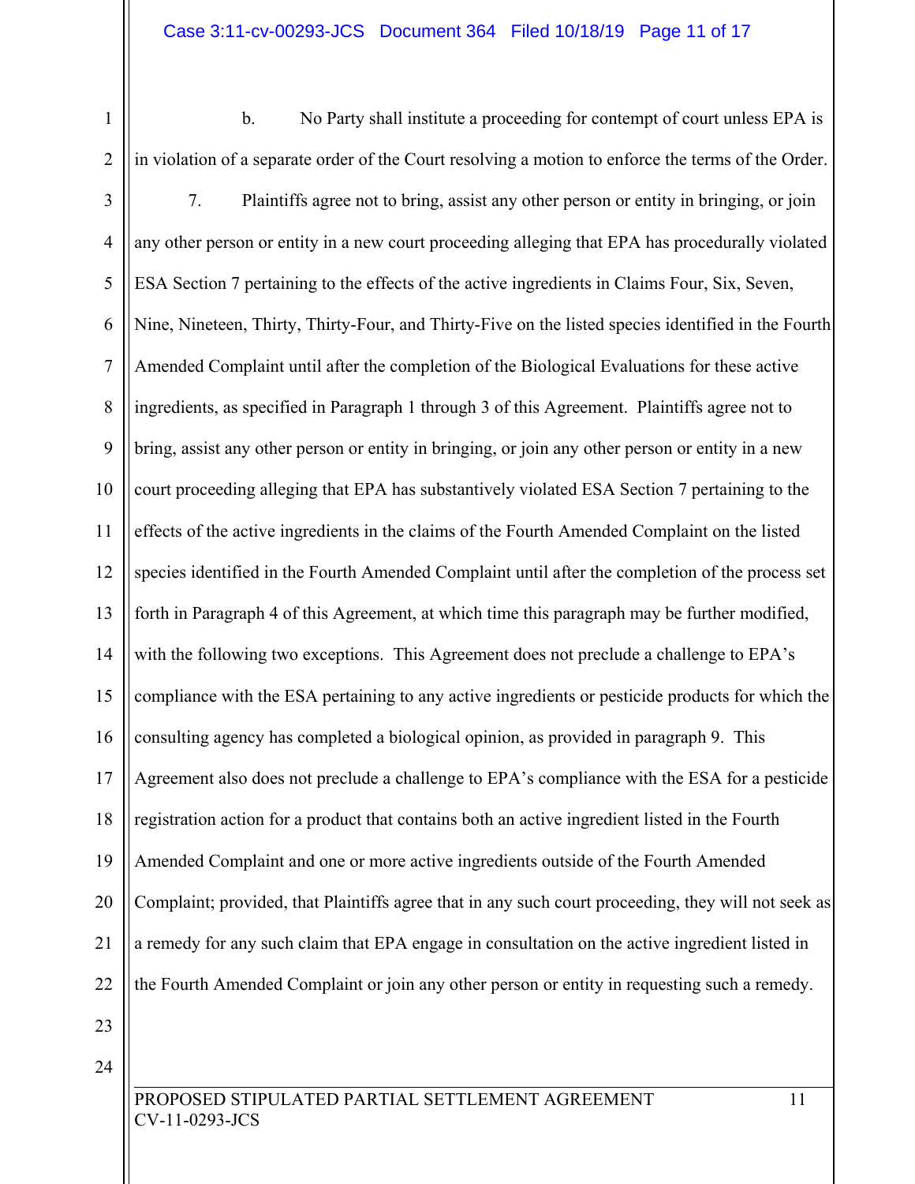b. No Party shall institute a proceeding for contempt of court unless EPA is in violation of a separate order of the Court resolving a motion to enforce the terms of the Order.

7. Plaintiffs agree not to bring, assist any other person or entity in bringing, or join any other person or entity in a new court proceeding alleging that EPA has procedurally violated ESA Section 7 pertaining to the effects of the active ingredients in Claims Four, Six, Seven, Nine, Nineteen, Thirty, Thirty-Four, and Thirty-Five on the listed species identified in the Fourth Amended Complaint until after the completion of the Biological Evaluations for these active ingredients, as specified in Paragraph 1 through 3 of this Agreement. Plaintiffs agree not to bring, assist any other person or entity in bringing, or join any other person or entity in a new court proceeding alleging that EPA has substantively violated ESA Section 7 pertaining to the effects of the active ingredients in the claims of the Fourth Amended Complaint on the listed species identified in the Fourth Amended Complaint until after the completion of the process set forth in Paragraph 4 of this Agreement, at which time this paragraph may be further modified, with the following two exceptions. This Agreement does not preclude a challenge to EPA's compliance with the ESA pertaining to any active ingredients or pesticide products for which the consulting agency has completed a biological opinion, as provided in paragraph 9. This Agreement also does not preclude a challenge to EPA's compliance with the ESA for a pesticide registration action for a product that contains both an active ingredient listed in the Fourth Amended Complaint and one or more active ingredients outside of the Fourth Amended Complaint; provided, that Plaintiffs agree that in any such court proceeding, they will not seek as a remedy for any such claim that EPA engage in consultation on the active ingredient listed in the Fourth Amended Complaint or join any other person or entity in requesting such a remedy.

PROPOSED STIPULATED PARTIAL SETTLEMENT AGREEMENT
CV-11-0293-JCS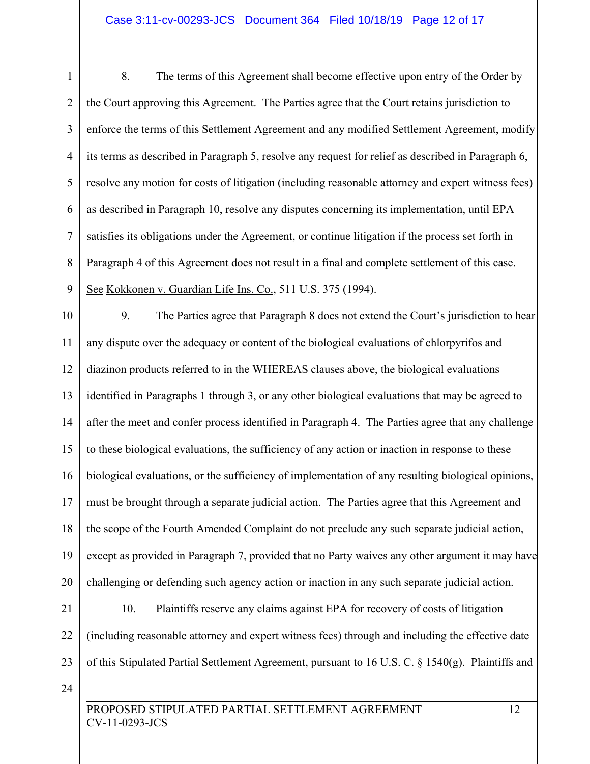8. The terms of this Agreement shall become effective upon entry of the Order by the Court approving this Agreement. The Parties agree that the Court retains jurisdiction to enforce the terms of this Settlement Agreement and any modified Settlement Agreement, modify its terms as described in Paragraph 5, resolve any request for relief as described in Paragraph 6, resolve any motion for costs of litigation (including reasonable attorney and expert witness fees) as described in Paragraph 10, resolve any disputes concerning its implementation, until EPA satisfies its obligations under the Agreement, or continue litigation if the process set forth in Paragraph 4 of this Agreement does not result in a final and complete settlement of this case. See Kokkonen v. Guardian Life Ins. Co., 511 U.S. 375 (1994).

9. The Parties agree that Paragraph 8 does not extend the Court's jurisdiction to hear any dispute over the adequacy or content of the biological evaluations of chlorpyrifos and diazinon products referred to in the WHEREAS clauses above, the biological evaluations identified in Paragraphs 1 through 3, or any other biological evaluations that may be agreed to after the meet and confer process identified in Paragraph 4. The Parties agree that any challenge to these biological evaluations, the sufficiency of any action or inaction in response to these biological evaluations, or the sufficiency of implementation of any resulting biological opinions, must be brought through a separate judicial action. The Parties agree that this Agreement and the scope of the Fourth Amended Complaint do not preclude any such separate judicial action, except as provided in Paragraph 7, provided that no Party waives any other argument it may have challenging or defending such agency action or inaction in any such separate judicial action.

10. Plaintiffs reserve any claims against EPA for recovery of costs of litigation (including reasonable attorney and expert witness fees) through and including the effective date of this Stipulated Partial Settlement Agreement, pursuant to 16 U.S. C. § 1540(g). Plaintiffs and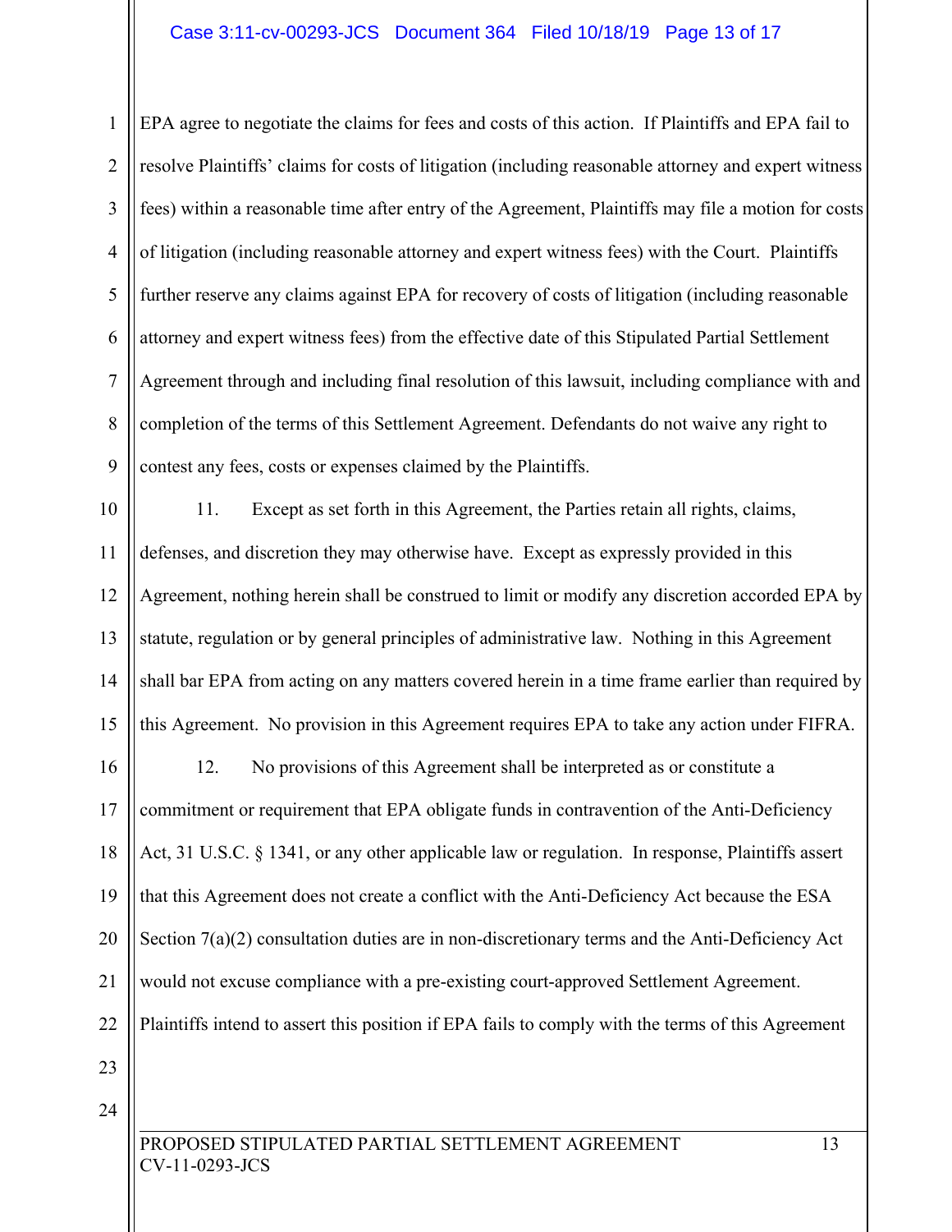EPA agree to negotiate the claims for fees and costs of this action. If Plaintiffs and EPA fail to resolve Plaintiffs' claims for costs of litigation (including reasonable attorney and expert witness fees) within a reasonable time after entry of the Agreement, Plaintiffs may file a motion for costs of litigation (including reasonable attorney and expert witness fees) with the Court. Plaintiffs further reserve any claims against EPA for recovery of costs of litigation (including reasonable attorney and expert witness fees) from the effective date of this Stipulated Partial Settlement Agreement through and including final resolution of this lawsuit, including compliance with and completion of the terms of this Settlement Agreement. Defendants do not waive any right to contest any fees, costs or expenses claimed by the Plaintiffs.

11. Except as set forth in this Agreement, the Parties retain all rights, claims, defenses, and discretion they may otherwise have. Except as expressly provided in this Agreement, nothing herein shall be construed to limit or modify any discretion accorded EPA by statute, regulation or by general principles of administrative law. Nothing in this Agreement shall bar EPA from acting on any matters covered herein in a time frame earlier than required by this Agreement. No provision in this Agreement requires EPA to take any action under FIFRA.

12. No provisions of this Agreement shall be interpreted as or constitute a commitment or requirement that EPA obligate funds in contravention of the Anti-Deficiency Act, 31 U.S.C. § 1341, or any other applicable law or regulation. In response, Plaintiffs assert that this Agreement does not create a conflict with the Anti-Deficiency Act because the ESA Section 7(a)(2) consultation duties are in non-discretionary terms and the Anti-Deficiency Act would not excuse compliance with a pre-existing court-approved Settlement Agreement. Plaintiffs intend to assert this position if EPA fails to comply with the terms of this Agreement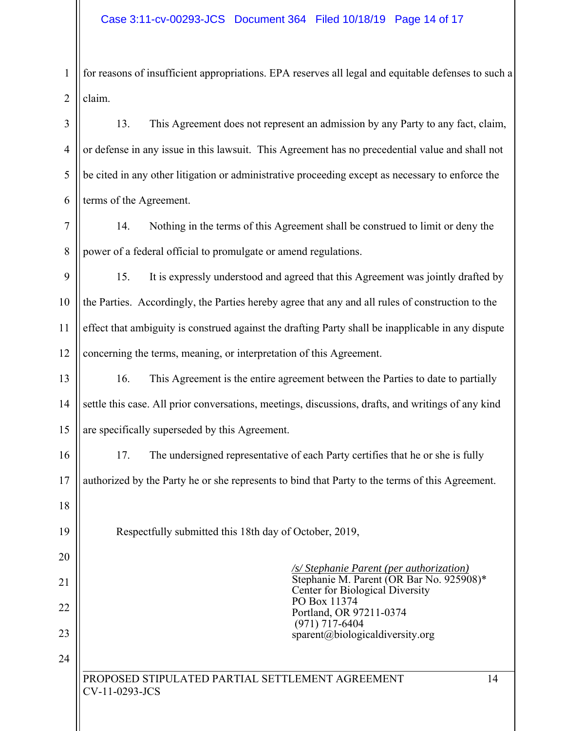for reasons of insufficient appropriations. EPA reserves all legal and equitable defenses to such a claim.

13. This Agreement does not represent an admission by any Party to any fact, claim, or defense in any issue in this lawsuit. This Agreement has no precedential value and shall not be cited in any other litigation or administrative proceeding except as necessary to enforce the terms of the Agreement.

14. Nothing in the terms of this Agreement shall be construed to limit or deny the power of a federal official to promulgate or amend regulations.

15. It is expressly understood and agreed that this Agreement was jointly drafted by the Parties. Accordingly, the Parties hereby agree that any and all rules of construction to the effect that ambiguity is construed against the drafting Party shall be inapplicable in any dispute concerning the terms, meaning, or interpretation of this Agreement.

16. This Agreement is the entire agreement between the Parties to date to partially settle this case. All prior conversations, meetings, discussions, drafts, and writings of any kind are specifically superseded by this Agreement.

17. The undersigned representative of each Party certifies that he or she is fully authorized by the Party he or she represents to bind that Party to the terms of this Agreement.

Respectfully submitted this 18th day of October, 2019,

*/s/ Stephanie Parent (per authorization)*
Stephanie M. Parent (OR Bar No. 925908)*
Center for Biological Diversity
PO Box 11374
Portland, OR 97211-0374
(971) 717-6404
sparent@biologicaldiversity.org

PROPOSED STIPULATED PARTIAL SETTLEMENT AGREEMENT
CV-11-0293-JCS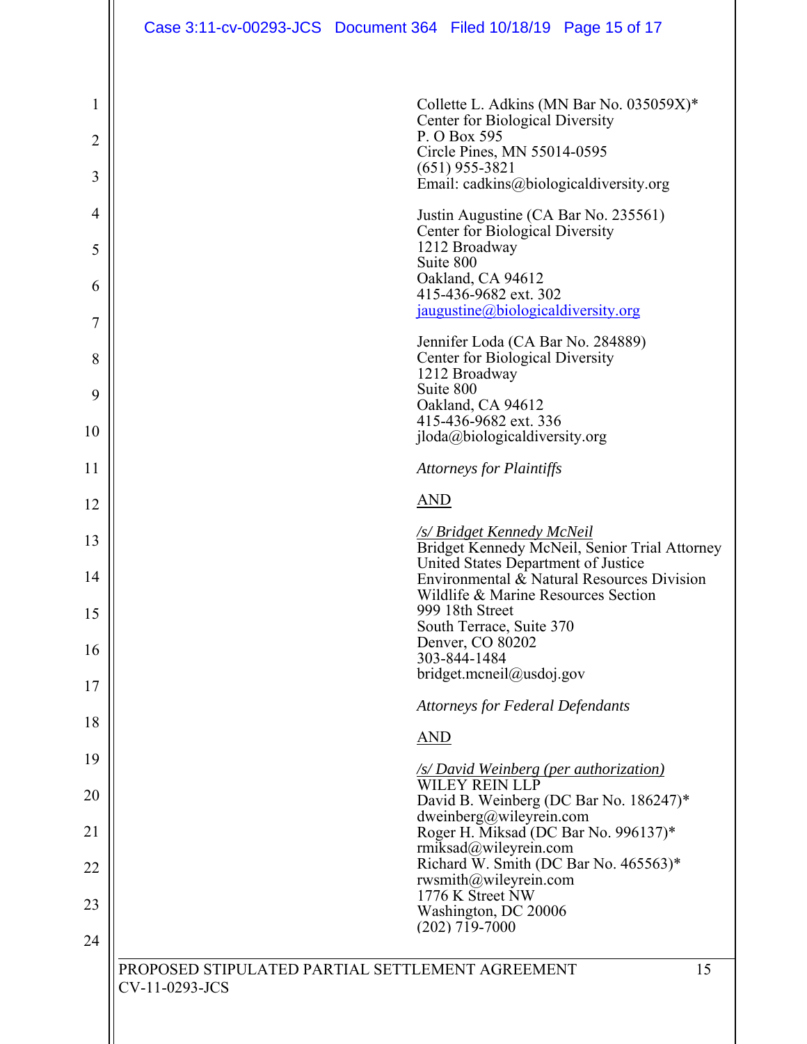Collette L. Adkins (MN Bar No. 035059X)*
Center for Biological Diversity
P. O Box 595
Circle Pines, MN 55014-0595
(651) 955-3821
Email: cadkins@biologicaldiversity.org

Justin Augustine (CA Bar No. 235561)
Center for Biological Diversity
1212 Broadway
Suite 800
Oakland, CA 94612
415-436-9682 ext. 302
jaugustine@biologicaldiversity.org

Jennifer Loda (CA Bar No. 284889)
Center for Biological Diversity
1212 Broadway
Suite 800
Oakland, CA 94612
415-436-9682 ext. 336
jloda@biologicaldiversity.org

*Attorneys for Plaintiffs*

AND

*/s/ Bridget Kennedy McNeil*
Bridget Kennedy McNeil, Senior Trial Attorney
United States Department of Justice
Environmental & Natural Resources Division
Wildlife & Marine Resources Section
999 18th Street
South Terrace, Suite 370
Denver, CO 80202
303-844-1484
bridget.mcneil@usdoj.gov

*Attorneys for Federal Defendants*

AND

*/s/ David Weinberg (per authorization)*
WILEY REIN LLP
David B. Weinberg (DC Bar No. 186247)*
dweinberg@wileyrein.com
Roger H. Miksad (DC Bar No. 996137)*
rmiksad@wileyrein.com
Richard W. Smith (DC Bar No. 465563)*
rwsmith@wileyrein.com
1776 K Street NW
Washington, DC 20006
(202) 719-7000

PROPOSED STIPULATED PARTIAL SETTLEMENT AGREEMENT
CV-11-0293-JCS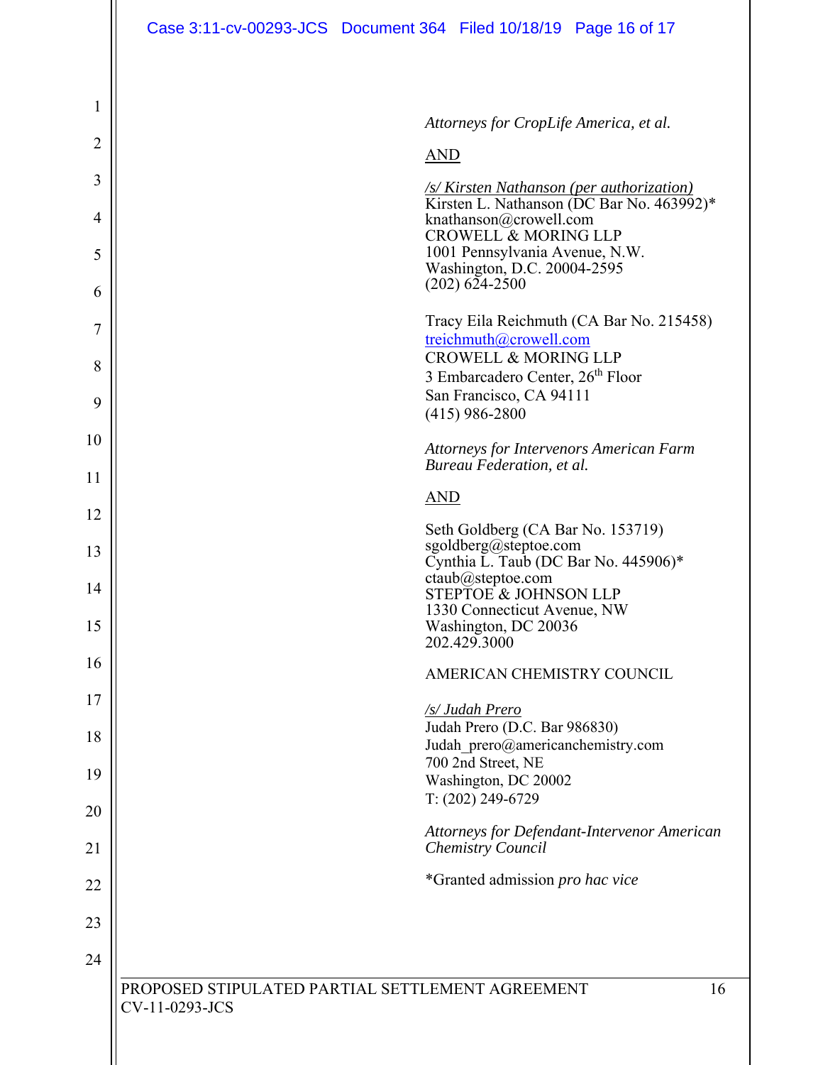*Attorneys for CropLife America, et al.*

AND

*/s/ Kirsten Nathanson (per authorization)*
Kirsten L. Nathanson (DC Bar No. 463992)*
knathanson@crowell.com
CROWELL & MORING LLP
1001 Pennsylvania Avenue, N.W.
Washington, D.C. 20004-2595
(202) 624-2500

Tracy Eila Reichmuth (CA Bar No. 215458)
treichmuth@crowell.com
CROWELL & MORING LLP
3 Embarcadero Center, 26th Floor
San Francisco, CA 94111
(415) 986-2800

*Attorneys for Intervenors American Farm Bureau Federation, et al.*

AND

Seth Goldberg (CA Bar No. 153719)
sgoldberg@steptoe.com
Cynthia L. Taub (DC Bar No. 445906)*
ctaub@steptoe.com
STEPTOE & JOHNSON LLP
1330 Connecticut Avenue, NW
Washington, DC 20036
202.429.3000

AMERICAN CHEMISTRY COUNCIL

*/s/ Judah Prero*
Judah Prero (D.C. Bar 986830)
Judah_prero@americanchemistry.com
700 2nd Street, NE
Washington, DC 20002
T: (202) 249-6729

*Attorneys for Defendant-Intervenor American Chemistry Council*

*Granted admission *pro hac vice*

PROPOSED STIPULATED PARTIAL SETTLEMENT AGREEMENT
CV-11-0293-JCS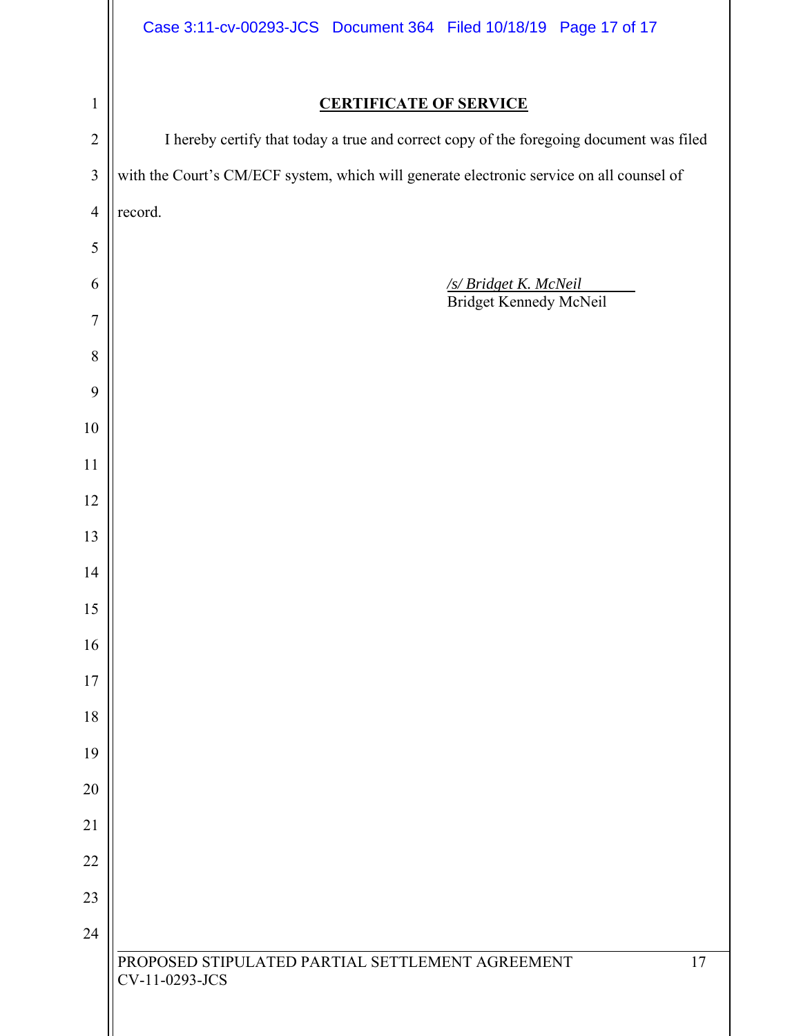**CERTIFICATE OF SERVICE**

I hereby certify that today a true and correct copy of the foregoing document was filed with the Court's CM/ECF system, which will generate electronic service on all counsel of record.

*/s/ Bridget K. McNeil*
Bridget Kennedy McNeil

PROPOSED STIPULATED PARTIAL SETTLEMENT AGREEMENT
CV-11-0293-JCS